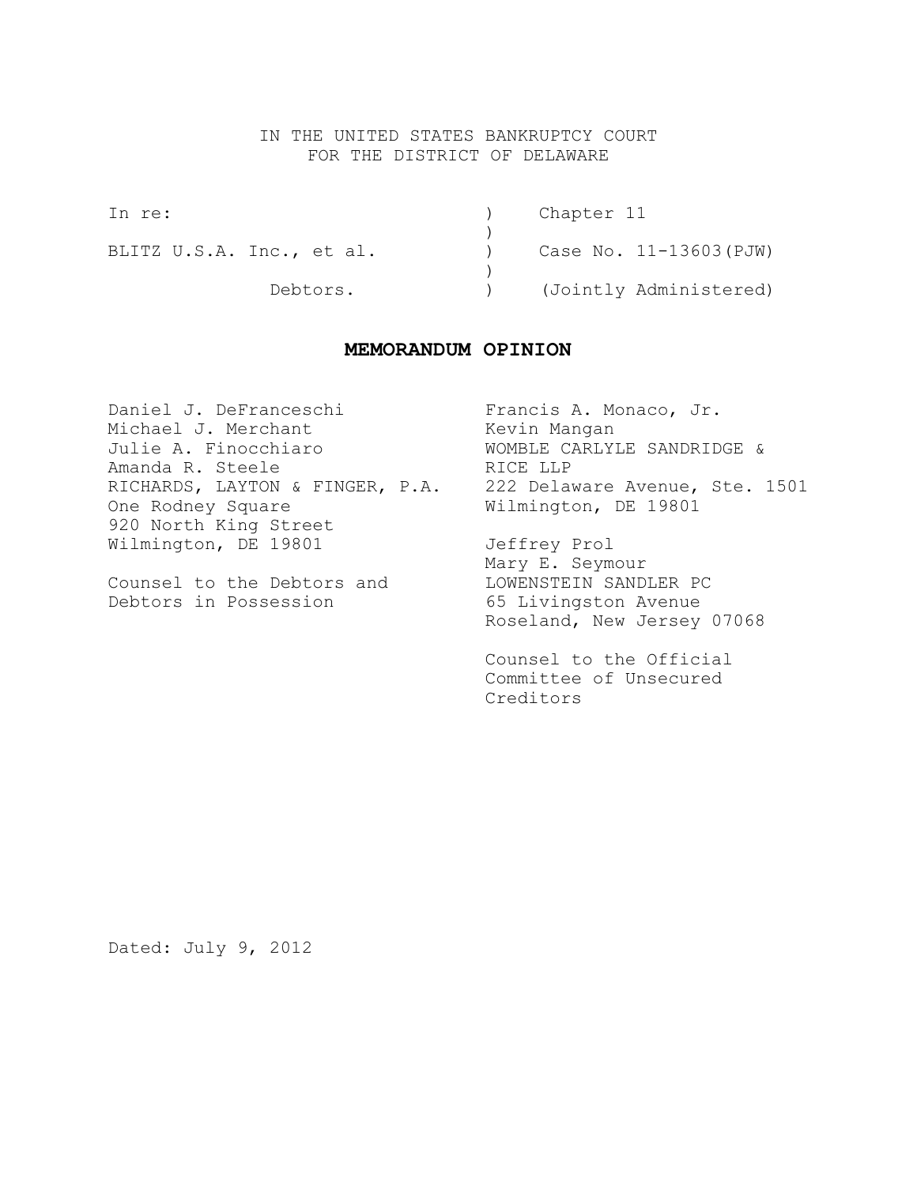IN THE UNITED STATES BANKRUPTCY COURT
FOR THE DISTRICT OF DELAWARE

| | | |
|---|---|---|
| In re: | ) | Chapter 11 |
| | ) | |
| BLITZ U.S.A. Inc., et al. | ) | Case No. 11-13603(PJW) |
| | ) | |
| Debtors. | ) | (Jointly Administered) |

## MEMORANDUM OPINION

Daniel J. DeFranceschi
Michael J. Merchant
Julie A. Finocchiaro
Amanda R. Steele
RICHARDS, LAYTON & FINGER, P.A.
One Rodney Square
920 North King Street
Wilmington, DE 19801

Counsel to the Debtors and Debtors in Possession

Francis A. Monaco, Jr.
Kevin Mangan
WOMBLE CARLYLE SANDRIDGE & RICE LLP
222 Delaware Avenue, Ste. 1501
Wilmington, DE 19801

Jeffrey Prol
Mary E. Seymour
LOWENSTEIN SANDLER PC
65 Livingston Avenue
Roseland, New Jersey 07068

Counsel to the Official Committee of Unsecured Creditors

Dated: July 9, 2012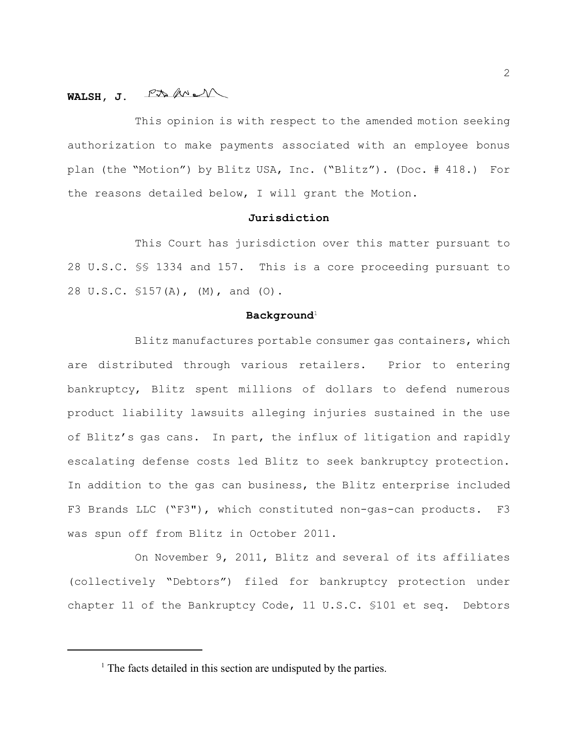**WALSH, J.**

This opinion is with respect to the amended motion seeking authorization to make payments associated with an employee bonus plan (the "Motion") by Blitz USA, Inc. ("Blitz"). (Doc. # 418.) For the reasons detailed below, I will grant the Motion.

**Jurisdiction**

This Court has jurisdiction over this matter pursuant to 28 U.S.C. §§ 1334 and 157. This is a core proceeding pursuant to 28 U.S.C. §157(A), (M), and (O).

**Background**[1]

Blitz manufactures portable consumer gas containers, which are distributed through various retailers. Prior to entering bankruptcy, Blitz spent millions of dollars to defend numerous product liability lawsuits alleging injuries sustained in the use of Blitz's gas cans. In part, the influx of litigation and rapidly escalating defense costs led Blitz to seek bankruptcy protection. In addition to the gas can business, the Blitz enterprise included F3 Brands LLC ("F3"), which constituted non-gas-can products. F3 was spun off from Blitz in October 2011.

On November 9, 2011, Blitz and several of its affiliates (collectively "Debtors") filed for bankruptcy protection under chapter 11 of the Bankruptcy Code, 11 U.S.C. §101 et seq. Debtors

[1] The facts detailed in this section are undisputed by the parties.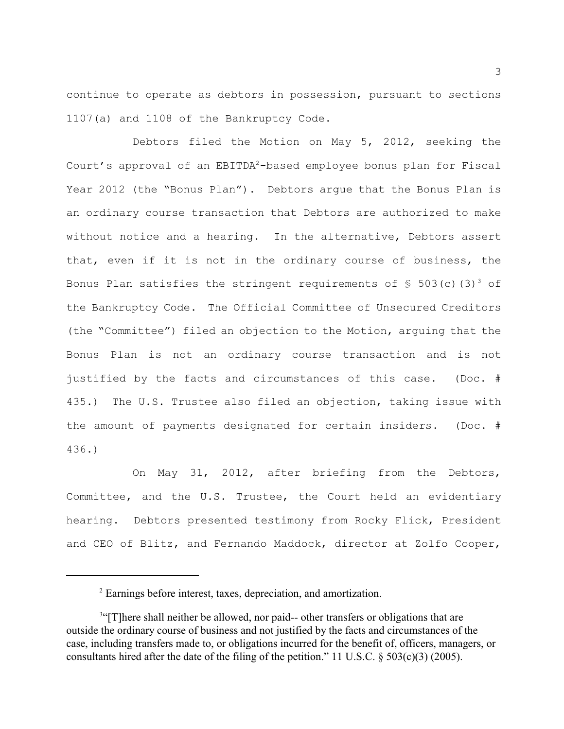continue to operate as debtors in possession, pursuant to sections 1107(a) and 1108 of the Bankruptcy Code.

Debtors filed the Motion on May 5, 2012, seeking the Court's approval of an EBITDA[2]-based employee bonus plan for Fiscal Year 2012 (the "Bonus Plan"). Debtors argue that the Bonus Plan is an ordinary course transaction that Debtors are authorized to make without notice and a hearing. In the alternative, Debtors assert that, even if it is not in the ordinary course of business, the Bonus Plan satisfies the stringent requirements of § 503(c)(3)[3] of the Bankruptcy Code. The Official Committee of Unsecured Creditors (the "Committee") filed an objection to the Motion, arguing that the Bonus Plan is not an ordinary course transaction and is not justified by the facts and circumstances of this case. (Doc. # 435.) The U.S. Trustee also filed an objection, taking issue with the amount of payments designated for certain insiders. (Doc. # 436.)

On May 31, 2012, after briefing from the Debtors, Committee, and the U.S. Trustee, the Court held an evidentiary hearing. Debtors presented testimony from Rocky Flick, President and CEO of Blitz, and Fernando Maddock, director at Zolfo Cooper,

---

[2] Earnings before interest, taxes, depreciation, and amortization.

[3] "[T]here shall neither be allowed, nor paid-- other transfers or obligations that are outside the ordinary course of business and not justified by the facts and circumstances of the case, including transfers made to, or obligations incurred for the benefit of, officers, managers, or consultants hired after the date of the filing of the petition." 11 U.S.C. § 503(c)(3) (2005).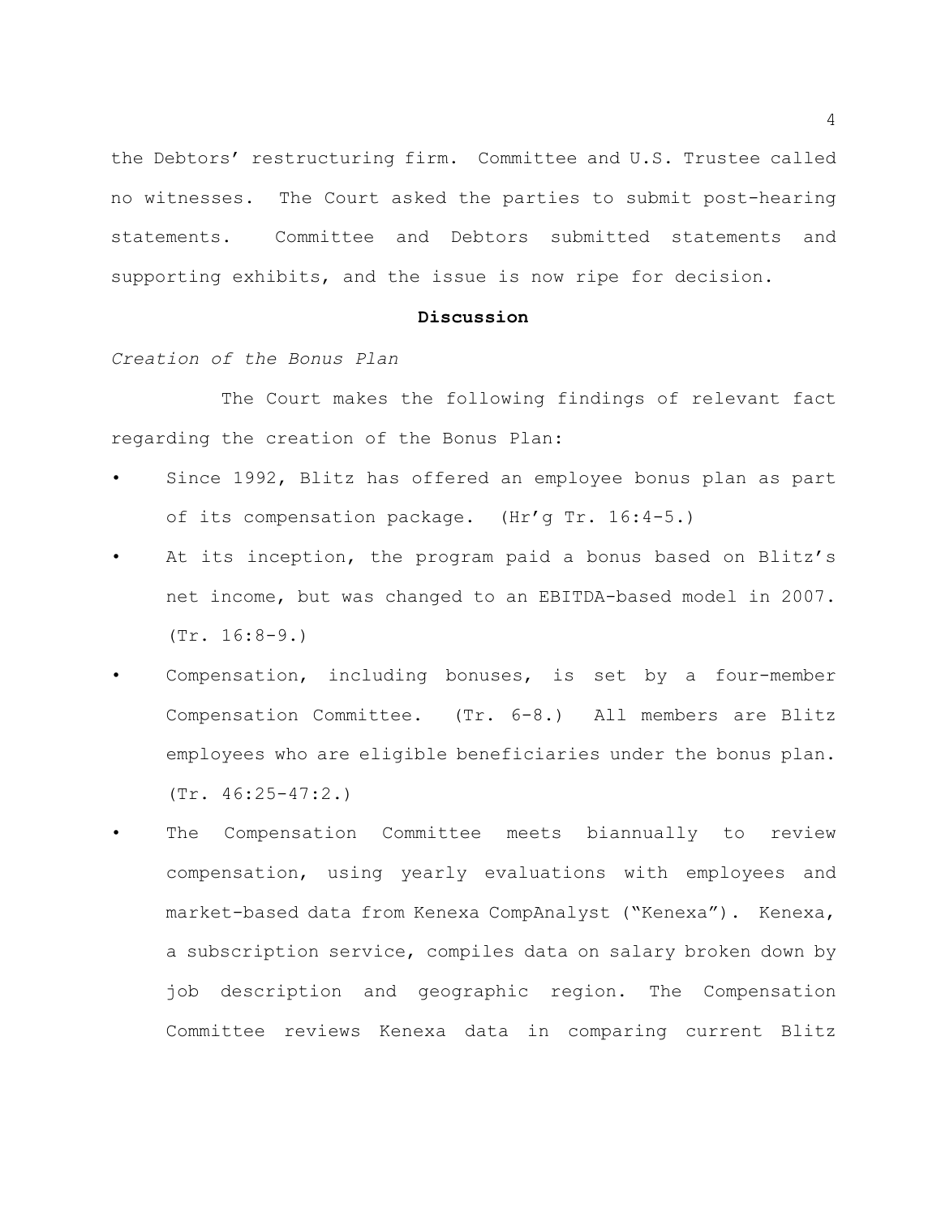the Debtors' restructuring firm. Committee and U.S. Trustee called no witnesses. The Court asked the parties to submit post-hearing statements. Committee and Debtors submitted statements and supporting exhibits, and the issue is now ripe for decision.

## Discussion

*Creation of the Bonus Plan*

The Court makes the following findings of relevant fact regarding the creation of the Bonus Plan:

- Since 1992, Blitz has offered an employee bonus plan as part of its compensation package. (Hr'g Tr. 16:4-5.)
- At its inception, the program paid a bonus based on Blitz's net income, but was changed to an EBITDA-based model in 2007. (Tr. 16:8-9.)
- Compensation, including bonuses, is set by a four-member Compensation Committee. (Tr. 6-8.) All members are Blitz employees who are eligible beneficiaries under the bonus plan. (Tr. 46:25-47:2.)
- The Compensation Committee meets biannually to review compensation, using yearly evaluations with employees and market-based data from Kenexa CompAnalyst ("Kenexa"). Kenexa, a subscription service, compiles data on salary broken down by job description and geographic region. The Compensation Committee reviews Kenexa data in comparing current Blitz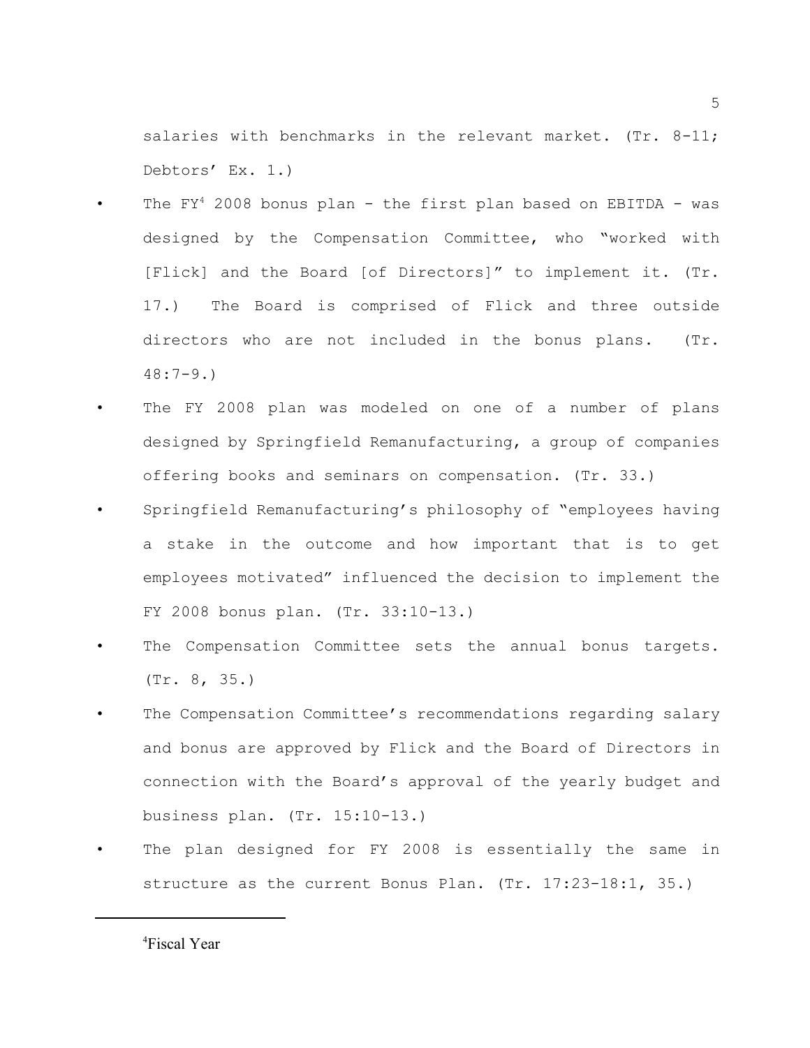salaries with benchmarks in the relevant market. (Tr. 8-11; Debtors' Ex. 1.)

- The FY[4] 2008 bonus plan - the first plan based on EBITDA - was designed by the Compensation Committee, who "worked with [Flick] and the Board [of Directors]" to implement it. (Tr. 17.) The Board is comprised of Flick and three outside directors who are not included in the bonus plans. (Tr. 48:7-9.)
- The FY 2008 plan was modeled on one of a number of plans designed by Springfield Remanufacturing, a group of companies offering books and seminars on compensation. (Tr. 33.)
- Springfield Remanufacturing's philosophy of "employees having a stake in the outcome and how important that is to get employees motivated" influenced the decision to implement the FY 2008 bonus plan. (Tr. 33:10-13.)
- The Compensation Committee sets the annual bonus targets. (Tr. 8, 35.)
- The Compensation Committee's recommendations regarding salary and bonus are approved by Flick and the Board of Directors in connection with the Board's approval of the yearly budget and business plan. (Tr. 15:10-13.)
- The plan designed for FY 2008 is essentially the same in structure as the current Bonus Plan. (Tr. 17:23-18:1, 35.)

[4] Fiscal Year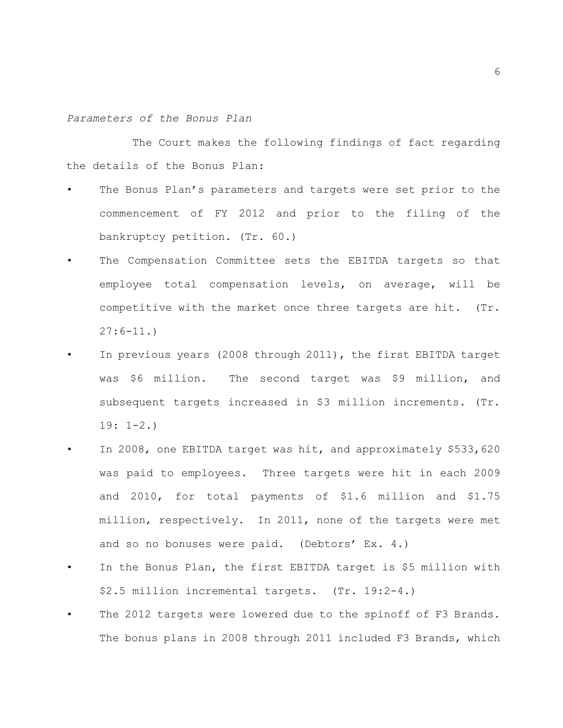*Parameters of the Bonus Plan*

The Court makes the following findings of fact regarding the details of the Bonus Plan:

- The Bonus Plan's parameters and targets were set prior to the commencement of FY 2012 and prior to the filing of the bankruptcy petition. (Tr. 60.)
- The Compensation Committee sets the EBITDA targets so that employee total compensation levels, on average, will be competitive with the market once three targets are hit. (Tr. 27:6-11.)
- In previous years (2008 through 2011), the first EBITDA target was $6 million. The second target was $9 million, and subsequent targets increased in $3 million increments. (Tr. 19: 1-2.)
- In 2008, one EBITDA target was hit, and approximately $533,620 was paid to employees. Three targets were hit in each 2009 and 2010, for total payments of $1.6 million and $1.75 million, respectively. In 2011, none of the targets were met and so no bonuses were paid. (Debtors' Ex. 4.)
- In the Bonus Plan, the first EBITDA target is $5 million with $2.5 million incremental targets. (Tr. 19:2-4.)
- The 2012 targets were lowered due to the spinoff of F3 Brands. The bonus plans in 2008 through 2011 included F3 Brands, which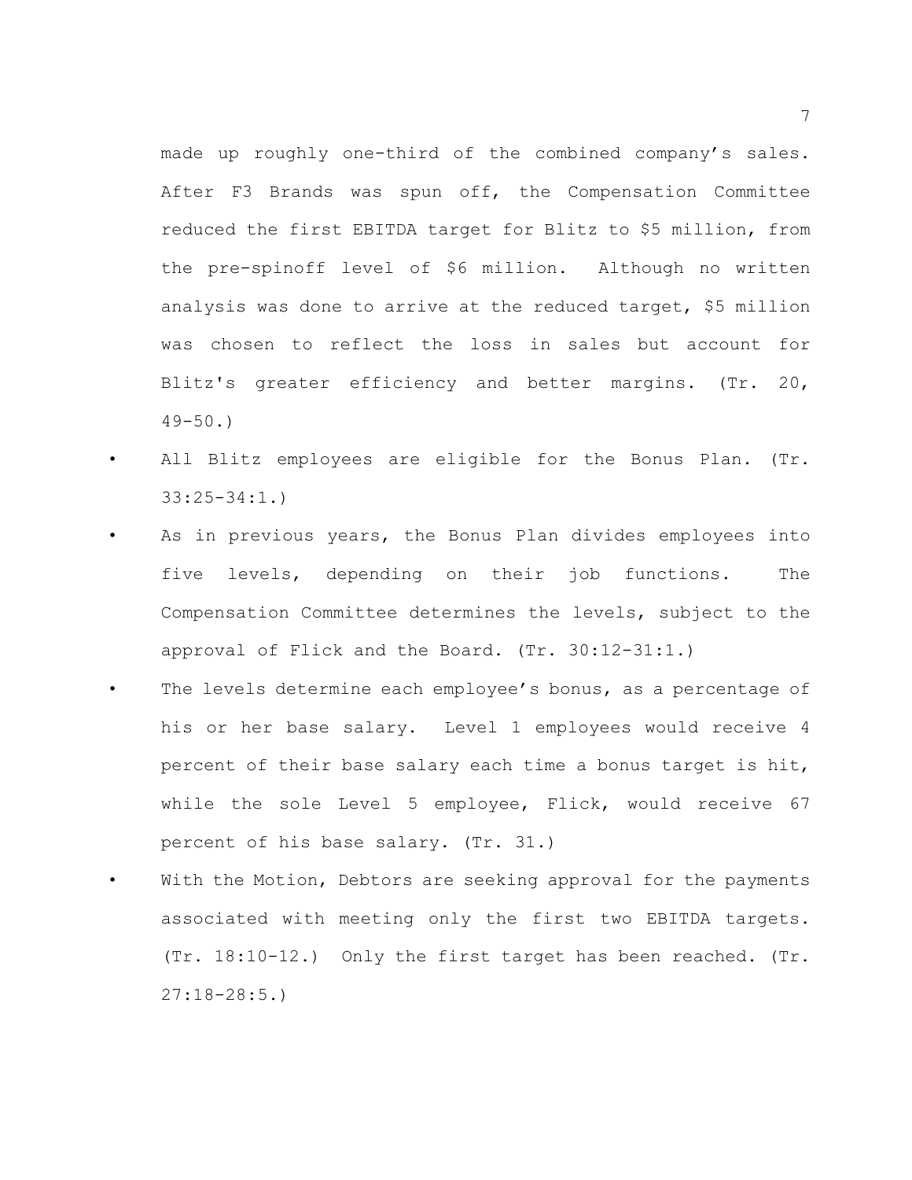made up roughly one-third of the combined company's sales. After F3 Brands was spun off, the Compensation Committee reduced the first EBITDA target for Blitz to $5 million, from the pre-spinoff level of $6 million. Although no written analysis was done to arrive at the reduced target, $5 million was chosen to reflect the loss in sales but account for Blitz's greater efficiency and better margins. (Tr. 20, 49-50.)

- All Blitz employees are eligible for the Bonus Plan. (Tr. 33:25-34:1.)
- As in previous years, the Bonus Plan divides employees into five levels, depending on their job functions. The Compensation Committee determines the levels, subject to the approval of Flick and the Board. (Tr. 30:12-31:1.)
- The levels determine each employee's bonus, as a percentage of his or her base salary. Level 1 employees would receive 4 percent of their base salary each time a bonus target is hit, while the sole Level 5 employee, Flick, would receive 67 percent of his base salary. (Tr. 31.)
- With the Motion, Debtors are seeking approval for the payments associated with meeting only the first two EBITDA targets. (Tr. 18:10-12.) Only the first target has been reached. (Tr. 27:18-28:5.)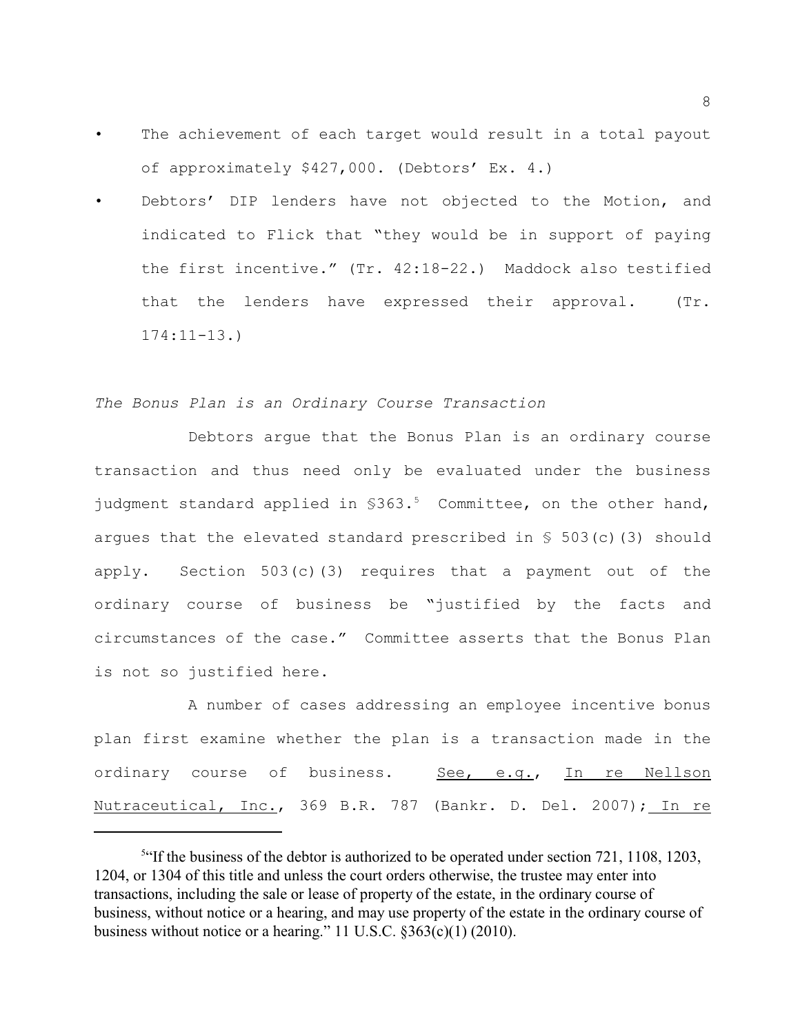- The achievement of each target would result in a total payout of approximately $427,000. (Debtors' Ex. 4.)
- Debtors' DIP lenders have not objected to the Motion, and indicated to Flick that "they would be in support of paying the first incentive." (Tr. 42:18-22.) Maddock also testified that the lenders have expressed their approval. (Tr. 174:11-13.)

*The Bonus Plan is an Ordinary Course Transaction*

Debtors argue that the Bonus Plan is an ordinary course transaction and thus need only be evaluated under the business judgment standard applied in §363.[5] Committee, on the other hand, argues that the elevated standard prescribed in § 503(c)(3) should apply. Section 503(c)(3) requires that a payment out of the ordinary course of business be "justified by the facts and circumstances of the case." Committee asserts that the Bonus Plan is not so justified here.

A number of cases addressing an employee incentive bonus plan first examine whether the plan is a transaction made in the ordinary course of business. See, e.g., In re Nellson Nutraceutical, Inc., 369 B.R. 787 (Bankr. D. Del. 2007); In re

---

[5] "If the business of the debtor is authorized to be operated under section 721, 1108, 1203, 1204, or 1304 of this title and unless the court orders otherwise, the trustee may enter into transactions, including the sale or lease of property of the estate, in the ordinary course of business, without notice or a hearing, and may use property of the estate in the ordinary course of business without notice or a hearing." 11 U.S.C. §363(c)(1) (2010).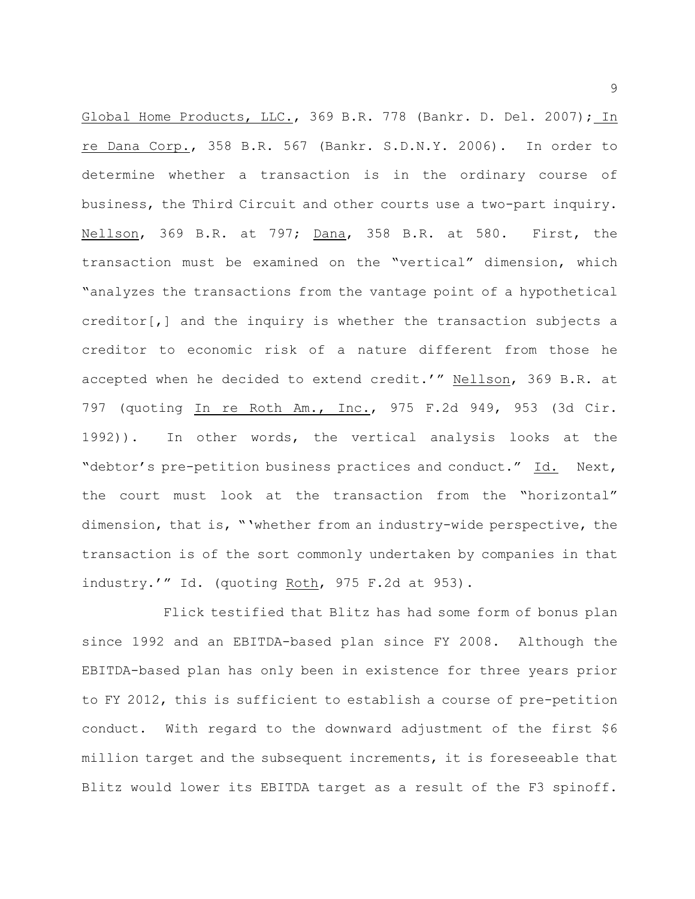Global Home Products, LLC., 369 B.R. 778 (Bankr. D. Del. 2007); In re Dana Corp., 358 B.R. 567 (Bankr. S.D.N.Y. 2006). In order to determine whether a transaction is in the ordinary course of business, the Third Circuit and other courts use a two-part inquiry. Nellson, 369 B.R. at 797; Dana, 358 B.R. at 580. First, the transaction must be examined on the "vertical" dimension, which "analyzes the transactions from the vantage point of a hypothetical creditor[,] and the inquiry is whether the transaction subjects a creditor to economic risk of a nature different from those he accepted when he decided to extend credit.'" Nellson, 369 B.R. at 797 (quoting In re Roth Am., Inc., 975 F.2d 949, 953 (3d Cir. 1992)). In other words, the vertical analysis looks at the "debtor's pre-petition business practices and conduct." Id. Next, the court must look at the transaction from the "horizontal" dimension, that is, "'whether from an industry-wide perspective, the transaction is of the sort commonly undertaken by companies in that industry.'" Id. (quoting Roth, 975 F.2d at 953).

Flick testified that Blitz has had some form of bonus plan since 1992 and an EBITDA-based plan since FY 2008. Although the EBITDA-based plan has only been in existence for three years prior to FY 2012, this is sufficient to establish a course of pre-petition conduct. With regard to the downward adjustment of the first $6 million target and the subsequent increments, it is foreseeable that Blitz would lower its EBITDA target as a result of the F3 spinoff.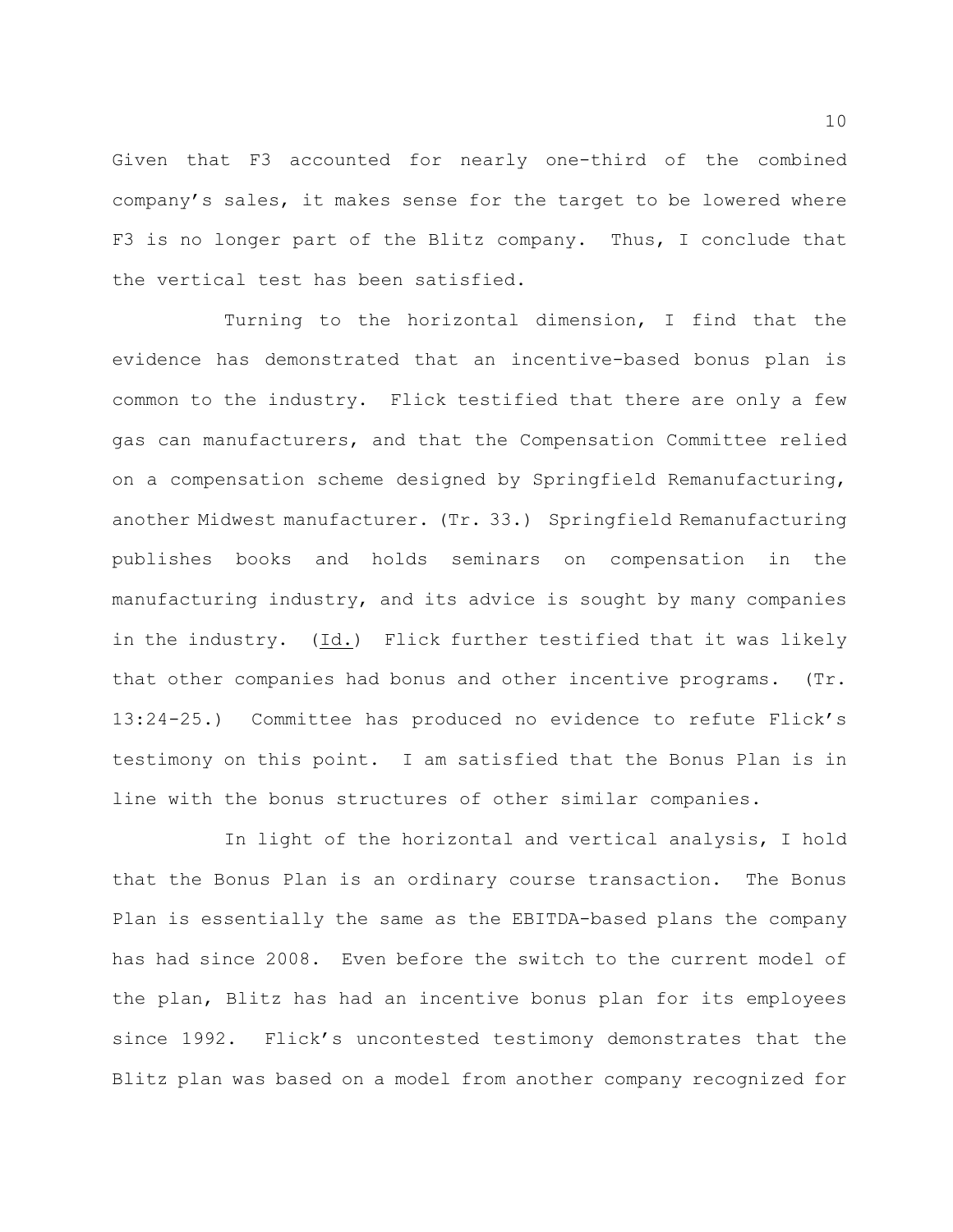Given that F3 accounted for nearly one-third of the combined company's sales, it makes sense for the target to be lowered where F3 is no longer part of the Blitz company. Thus, I conclude that the vertical test has been satisfied.

Turning to the horizontal dimension, I find that the evidence has demonstrated that an incentive-based bonus plan is common to the industry. Flick testified that there are only a few gas can manufacturers, and that the Compensation Committee relied on a compensation scheme designed by Springfield Remanufacturing, another Midwest manufacturer. (Tr. 33.) Springfield Remanufacturing publishes books and holds seminars on compensation in the manufacturing industry, and its advice is sought by many companies in the industry. (Id.) Flick further testified that it was likely that other companies had bonus and other incentive programs. (Tr. 13:24-25.) Committee has produced no evidence to refute Flick's testimony on this point. I am satisfied that the Bonus Plan is in line with the bonus structures of other similar companies.

In light of the horizontal and vertical analysis, I hold that the Bonus Plan is an ordinary course transaction. The Bonus Plan is essentially the same as the EBITDA-based plans the company has had since 2008. Even before the switch to the current model of the plan, Blitz has had an incentive bonus plan for its employees since 1992. Flick's uncontested testimony demonstrates that the Blitz plan was based on a model from another company recognized for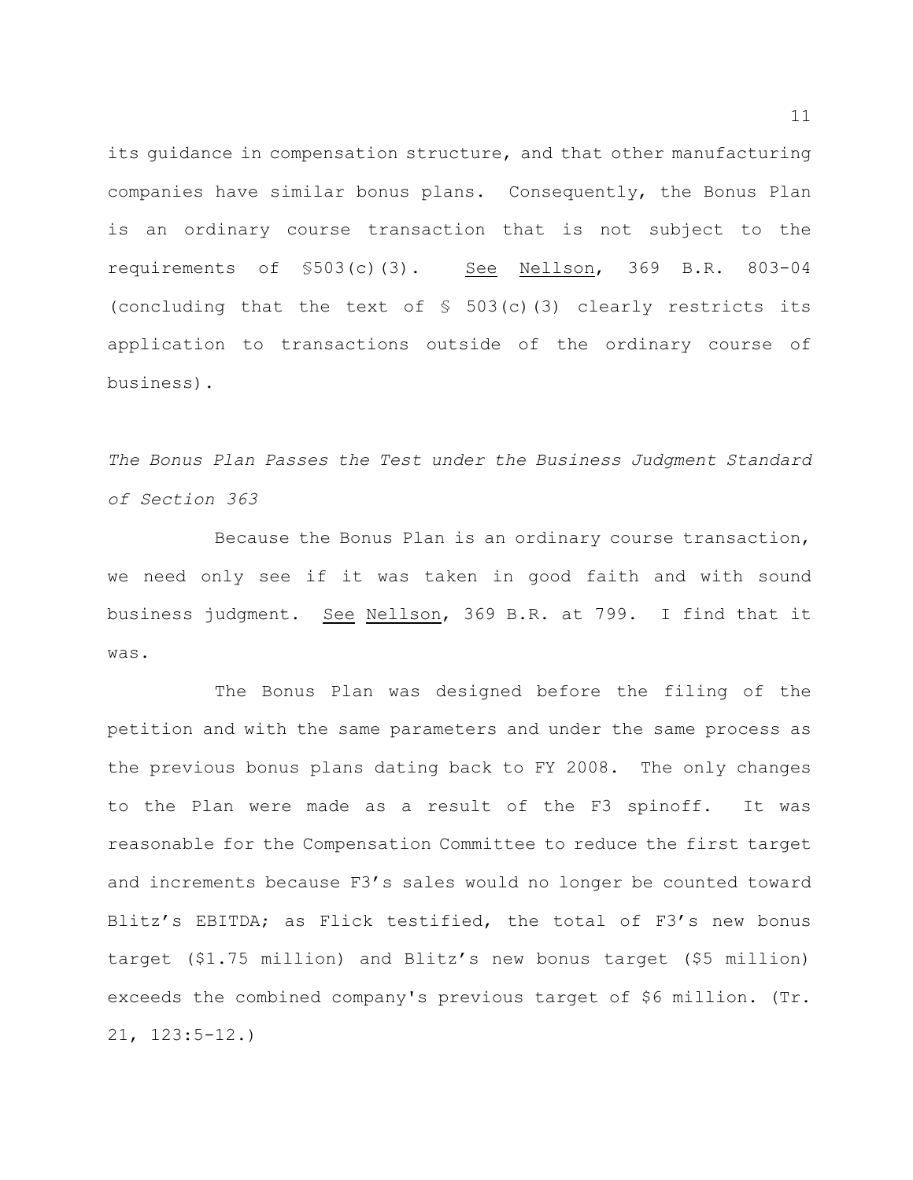its guidance in compensation structure, and that other manufacturing companies have similar bonus plans. Consequently, the Bonus Plan is an ordinary course transaction that is not subject to the requirements of §503(c)(3). See Nellson, 369 B.R. 803-04 (concluding that the text of § 503(c)(3) clearly restricts its application to transactions outside of the ordinary course of business).

*The Bonus Plan Passes the Test under the Business Judgment Standard of Section 363*

Because the Bonus Plan is an ordinary course transaction, we need only see if it was taken in good faith and with sound business judgment. See Nellson, 369 B.R. at 799. I find that it was.

The Bonus Plan was designed before the filing of the petition and with the same parameters and under the same process as the previous bonus plans dating back to FY 2008. The only changes to the Plan were made as a result of the F3 spinoff. It was reasonable for the Compensation Committee to reduce the first target and increments because F3's sales would no longer be counted toward Blitz's EBITDA; as Flick testified, the total of F3's new bonus target ($1.75 million) and Blitz's new bonus target ($5 million) exceeds the combined company's previous target of $6 million. (Tr. 21, 123:5-12.)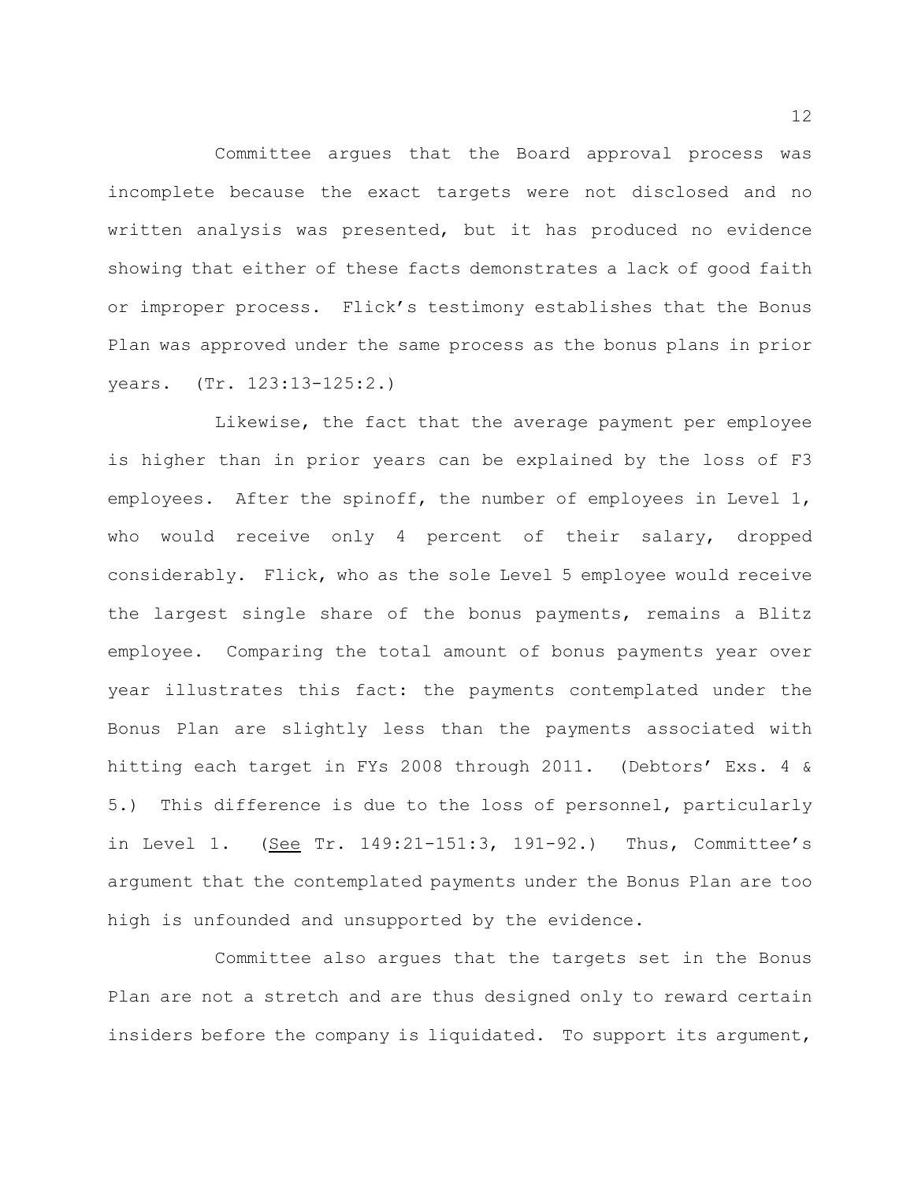Committee argues that the Board approval process was incomplete because the exact targets were not disclosed and no written analysis was presented, but it has produced no evidence showing that either of these facts demonstrates a lack of good faith or improper process. Flick's testimony establishes that the Bonus Plan was approved under the same process as the bonus plans in prior years. (Tr. 123:13-125:2.)

Likewise, the fact that the average payment per employee is higher than in prior years can be explained by the loss of F3 employees. After the spinoff, the number of employees in Level 1, who would receive only 4 percent of their salary, dropped considerably. Flick, who as the sole Level 5 employee would receive the largest single share of the bonus payments, remains a Blitz employee. Comparing the total amount of bonus payments year over year illustrates this fact: the payments contemplated under the Bonus Plan are slightly less than the payments associated with hitting each target in FYs 2008 through 2011. (Debtors' Exs. 4 & 5.) This difference is due to the loss of personnel, particularly in Level 1. (See Tr. 149:21-151:3, 191-92.) Thus, Committee's argument that the contemplated payments under the Bonus Plan are too high is unfounded and unsupported by the evidence.

Committee also argues that the targets set in the Bonus Plan are not a stretch and are thus designed only to reward certain insiders before the company is liquidated. To support its argument,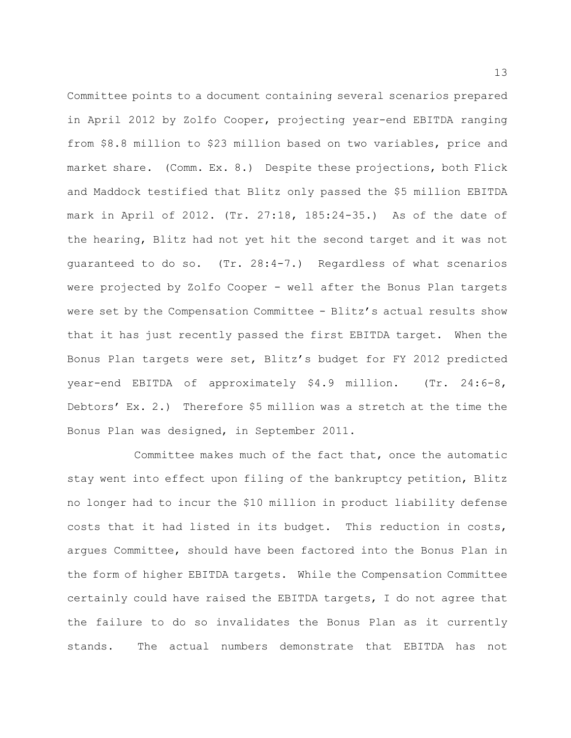Committee points to a document containing several scenarios prepared in April 2012 by Zolfo Cooper, projecting year-end EBITDA ranging from $8.8 million to $23 million based on two variables, price and market share. (Comm. Ex. 8.) Despite these projections, both Flick and Maddock testified that Blitz only passed the $5 million EBITDA mark in April of 2012. (Tr. 27:18, 185:24-35.) As of the date of the hearing, Blitz had not yet hit the second target and it was not guaranteed to do so. (Tr. 28:4-7.) Regardless of what scenarios were projected by Zolfo Cooper - well after the Bonus Plan targets were set by the Compensation Committee - Blitz's actual results show that it has just recently passed the first EBITDA target. When the Bonus Plan targets were set, Blitz's budget for FY 2012 predicted year-end EBITDA of approximately $4.9 million. (Tr. 24:6-8, Debtors' Ex. 2.) Therefore $5 million was a stretch at the time the Bonus Plan was designed, in September 2011.

Committee makes much of the fact that, once the automatic stay went into effect upon filing of the bankruptcy petition, Blitz no longer had to incur the $10 million in product liability defense costs that it had listed in its budget. This reduction in costs, argues Committee, should have been factored into the Bonus Plan in the form of higher EBITDA targets. While the Compensation Committee certainly could have raised the EBITDA targets, I do not agree that the failure to do so invalidates the Bonus Plan as it currently stands. The actual numbers demonstrate that EBITDA has not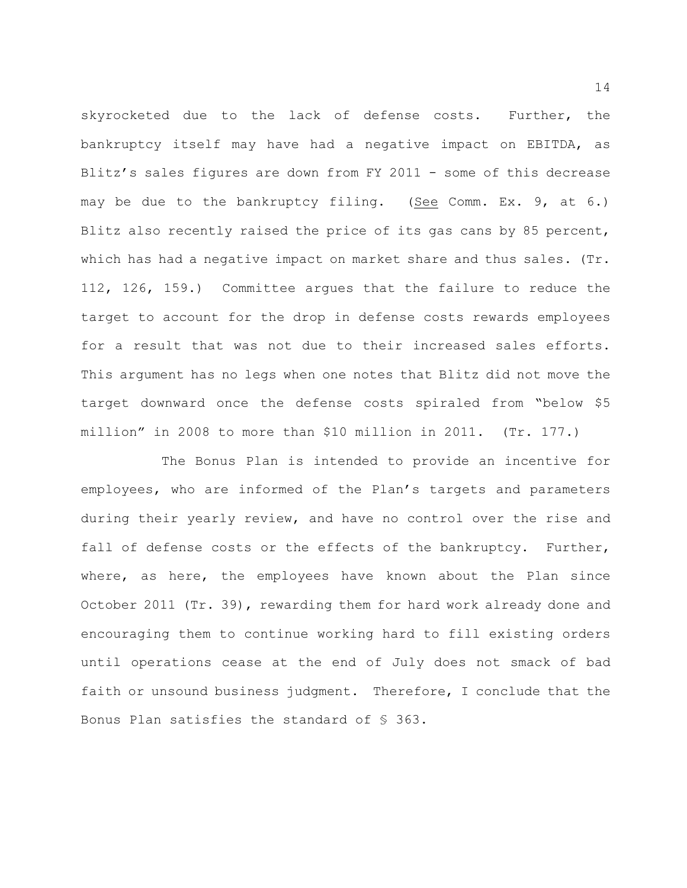skyrocketed due to the lack of defense costs. Further, the bankruptcy itself may have had a negative impact on EBITDA, as Blitz's sales figures are down from FY 2011 - some of this decrease may be due to the bankruptcy filing. (See Comm. Ex. 9, at 6.) Blitz also recently raised the price of its gas cans by 85 percent, which has had a negative impact on market share and thus sales. (Tr. 112, 126, 159.) Committee argues that the failure to reduce the target to account for the drop in defense costs rewards employees for a result that was not due to their increased sales efforts. This argument has no legs when one notes that Blitz did not move the target downward once the defense costs spiraled from "below $5 million" in 2008 to more than $10 million in 2011. (Tr. 177.)

The Bonus Plan is intended to provide an incentive for employees, who are informed of the Plan's targets and parameters during their yearly review, and have no control over the rise and fall of defense costs or the effects of the bankruptcy. Further, where, as here, the employees have known about the Plan since October 2011 (Tr. 39), rewarding them for hard work already done and encouraging them to continue working hard to fill existing orders until operations cease at the end of July does not smack of bad faith or unsound business judgment. Therefore, I conclude that the Bonus Plan satisfies the standard of § 363.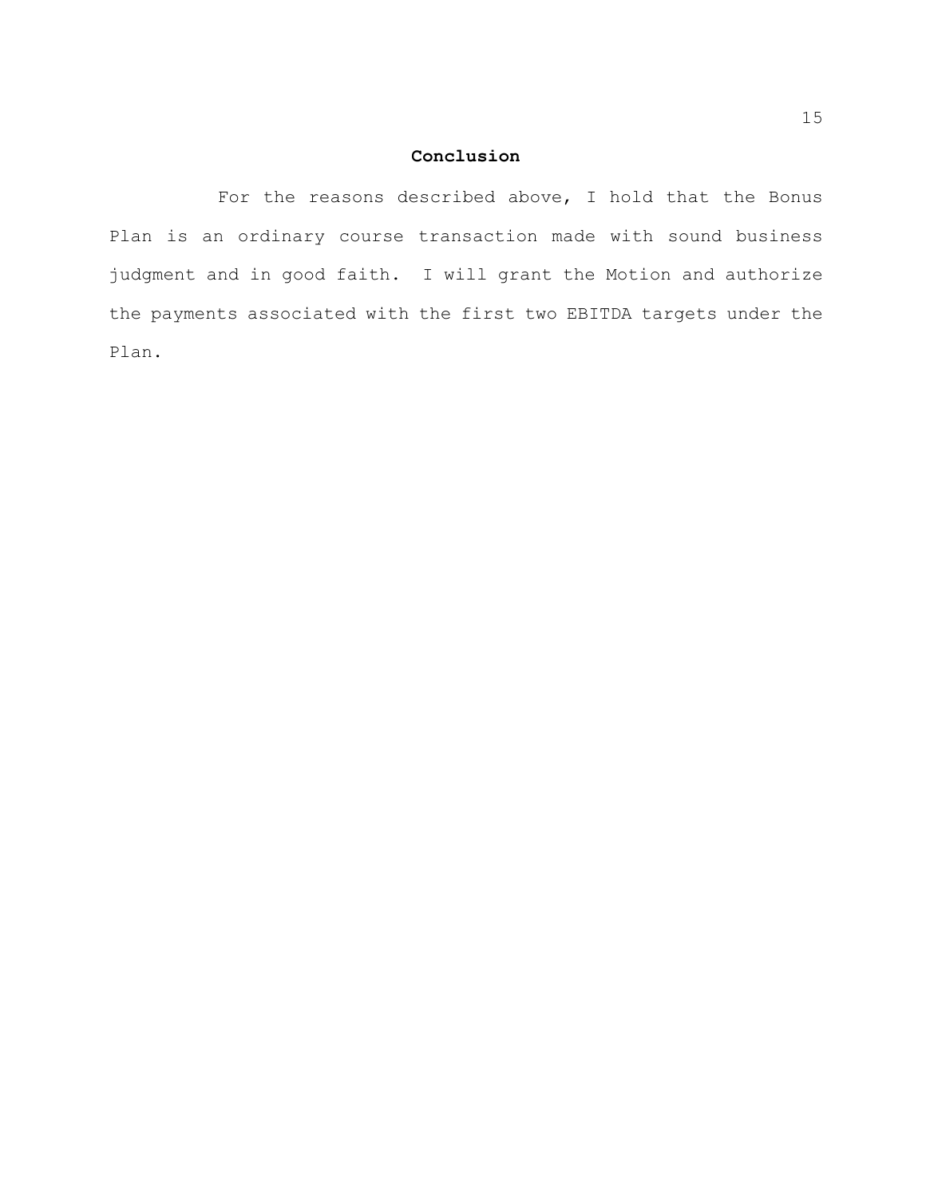## Conclusion

For the reasons described above, I hold that the Bonus Plan is an ordinary course transaction made with sound business judgment and in good faith. I will grant the Motion and authorize the payments associated with the first two EBITDA targets under the Plan.